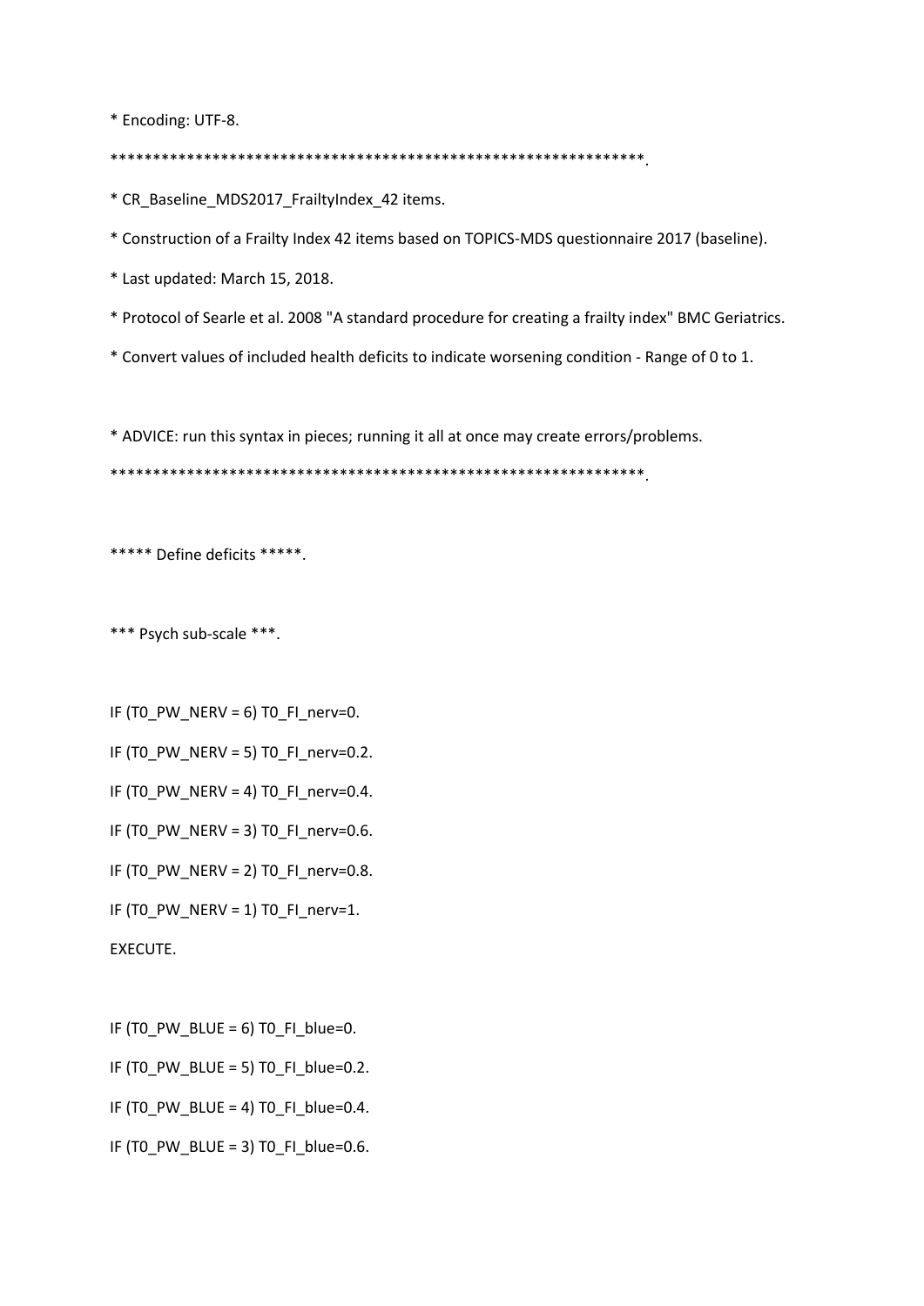```
* Encoding: UTF-8.

***************************************************************.

* CR_Baseline_MDS2017_FrailtyIndex_42 items.

* Construction of a Frailty Index 42 items based on TOPICS-MDS questionnaire 2017 (baseline).

* Last updated: March 15, 2018.

* Protocol of Searle et al. 2008 "A standard procedure for creating a frailty index" BMC Geriatrics.

* Convert values of included health deficits to indicate worsening condition - Range of 0 to 1.


* ADVICE: run this syntax in pieces; running it all at once may create errors/problems.

***************************************************************.


***** Define deficits *****.


*** Psych sub-scale ***.


IF (T0_PW_NERV = 6) T0_FI_nerv=0.

IF (T0_PW_NERV = 5) T0_FI_nerv=0.2.

IF (T0_PW_NERV = 4) T0_FI_nerv=0.4.

IF (T0_PW_NERV = 3) T0_FI_nerv=0.6.

IF (T0_PW_NERV = 2) T0_FI_nerv=0.8.

IF (T0_PW_NERV = 1) T0_FI_nerv=1.

EXECUTE.


IF (T0_PW_BLUE = 6) T0_FI_blue=0.

IF (T0_PW_BLUE = 5) T0_FI_blue=0.2.

IF (T0_PW_BLUE = 4) T0_FI_blue=0.4.

IF (T0_PW_BLUE = 3) T0_FI_blue=0.6.
```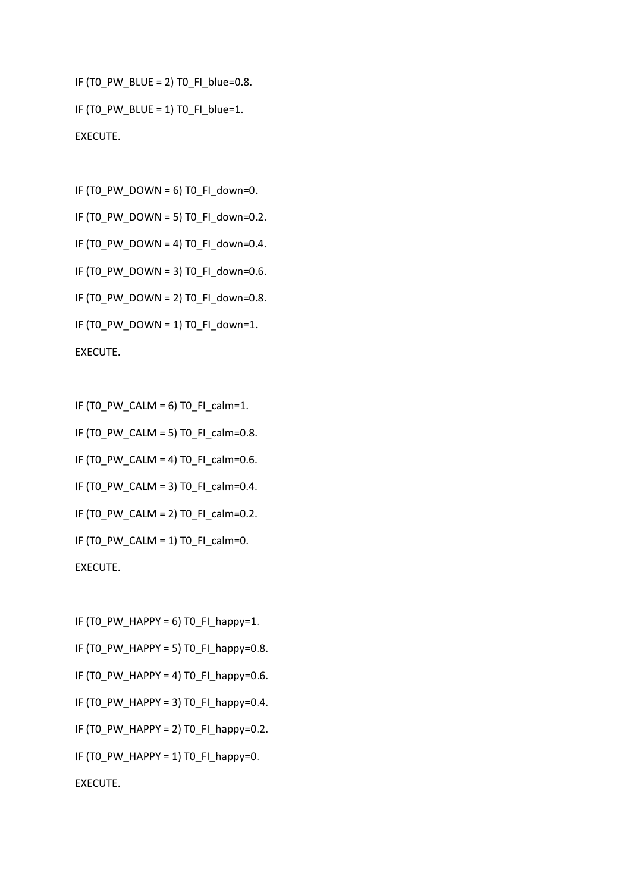```
IF (T0_PW_BLUE = 2) T0_FI_blue=0.8.
IF (T0_PW_BLUE = 1) T0_FI_blue=1.
EXECUTE.

IF (T0_PW_DOWN = 6) T0_FI_down=0.
IF (T0_PW_DOWN = 5) T0_FI_down=0.2.
IF (T0_PW_DOWN = 4) T0_FI_down=0.4.
IF (T0_PW_DOWN = 3) T0_FI_down=0.6.
IF (T0_PW_DOWN = 2) T0_FI_down=0.8.
IF (T0_PW_DOWN = 1) T0_FI_down=1.
EXECUTE.

IF (T0_PW_CALM = 6) T0_FI_calm=1.
IF (T0_PW_CALM = 5) T0_FI_calm=0.8.
IF (T0_PW_CALM = 4) T0_FI_calm=0.6.
IF (T0_PW_CALM = 3) T0_FI_calm=0.4.
IF (T0_PW_CALM = 2) T0_FI_calm=0.2.
IF (T0_PW_CALM = 1) T0_FI_calm=0.
EXECUTE.

IF (T0_PW_HAPPY = 6) T0_FI_happy=1.
IF (T0_PW_HAPPY = 5) T0_FI_happy=0.8.
IF (T0_PW_HAPPY = 4) T0_FI_happy=0.6.
IF (T0_PW_HAPPY = 3) T0_FI_happy=0.4.
IF (T0_PW_HAPPY = 2) T0_FI_happy=0.2.
IF (T0_PW_HAPPY = 1) T0_FI_happy=0.
EXECUTE.
```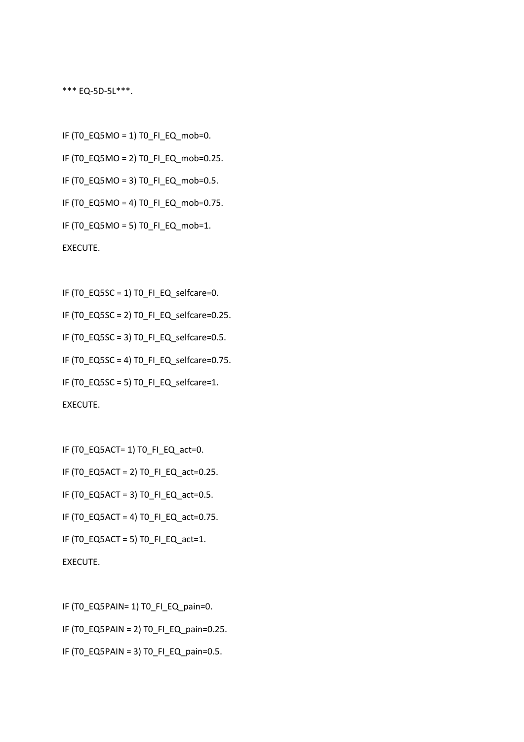```
*** EQ-5D-5L***.

IF (T0_EQ5MO = 1) T0_FI_EQ_mob=0.
IF (T0_EQ5MO = 2) T0_FI_EQ_mob=0.25.
IF (T0_EQ5MO = 3) T0_FI_EQ_mob=0.5.
IF (T0_EQ5MO = 4) T0_FI_EQ_mob=0.75.
IF (T0_EQ5MO = 5) T0_FI_EQ_mob=1.
EXECUTE.

IF (T0_EQ5SC = 1) T0_FI_EQ_selfcare=0.
IF (T0_EQ5SC = 2) T0_FI_EQ_selfcare=0.25.
IF (T0_EQ5SC = 3) T0_FI_EQ_selfcare=0.5.
IF (T0_EQ5SC = 4) T0_FI_EQ_selfcare=0.75.
IF (T0_EQ5SC = 5) T0_FI_EQ_selfcare=1.
EXECUTE.

IF (T0_EQ5ACT= 1) T0_FI_EQ_act=0.
IF (T0_EQ5ACT = 2) T0_FI_EQ_act=0.25.
IF (T0_EQ5ACT = 3) T0_FI_EQ_act=0.5.
IF (T0_EQ5ACT = 4) T0_FI_EQ_act=0.75.
IF (T0_EQ5ACT = 5) T0_FI_EQ_act=1.
EXECUTE.

IF (T0_EQ5PAIN= 1) T0_FI_EQ_pain=0.
IF (T0_EQ5PAIN = 2) T0_FI_EQ_pain=0.25.
IF (T0_EQ5PAIN = 3) T0_FI_EQ_pain=0.5.
```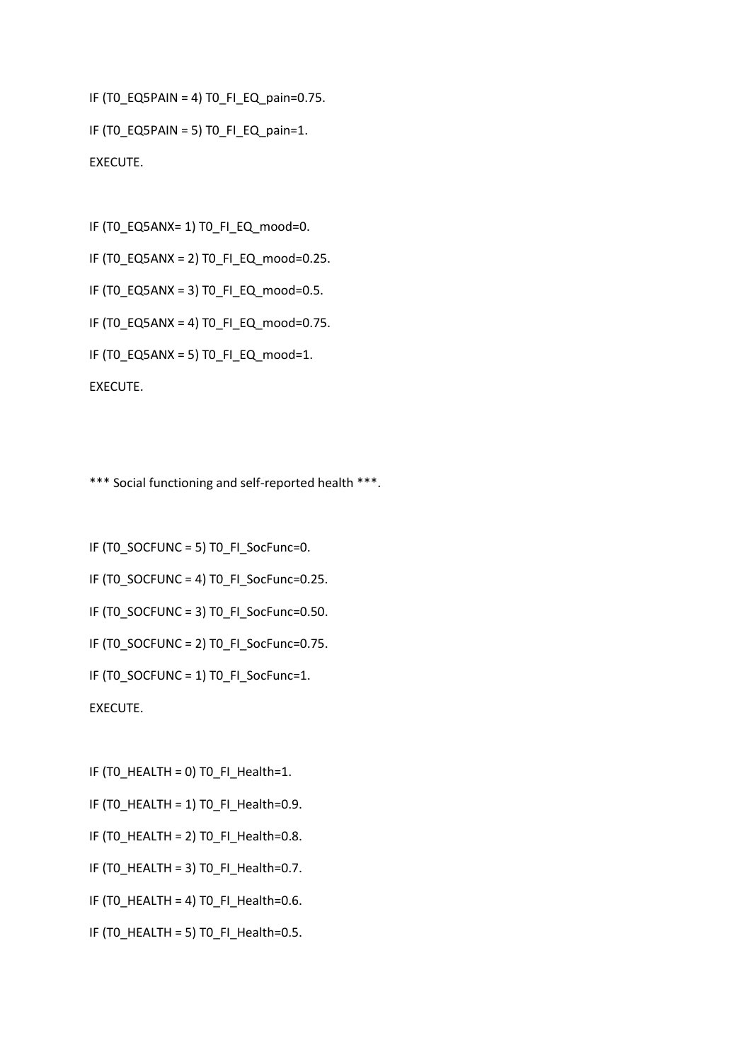IF (T0_EQ5PAIN = 4) T0_FI_EQ_pain=0.75.

IF (T0_EQ5PAIN = 5) T0_FI_EQ_pain=1.

EXECUTE.

IF (T0_EQ5ANX= 1) T0_FI_EQ_mood=0.

IF (T0_EQ5ANX = 2) T0_FI_EQ_mood=0.25.

IF (T0_EQ5ANX = 3) T0_FI_EQ_mood=0.5.

IF (T0_EQ5ANX = 4) T0_FI_EQ_mood=0.75.

IF (T0_EQ5ANX = 5) T0_FI_EQ_mood=1.

EXECUTE.

*** Social functioning and self-reported health ***.

IF (T0_SOCFUNC = 5) T0_FI_SocFunc=0.

IF (T0_SOCFUNC = 4) T0_FI_SocFunc=0.25.

IF (T0_SOCFUNC = 3) T0_FI_SocFunc=0.50.

IF (T0_SOCFUNC = 2) T0_FI_SocFunc=0.75.

IF (T0_SOCFUNC = 1) T0_FI_SocFunc=1.

EXECUTE.

IF (T0_HEALTH = 0) T0_FI_Health=1.

IF (T0_HEALTH = 1) T0_FI_Health=0.9.

IF (T0_HEALTH = 2) T0_FI_Health=0.8.

IF (T0_HEALTH = 3) T0_FI_Health=0.7.

IF (T0_HEALTH = 4) T0_FI_Health=0.6.

IF (T0_HEALTH = 5) T0_FI_Health=0.5.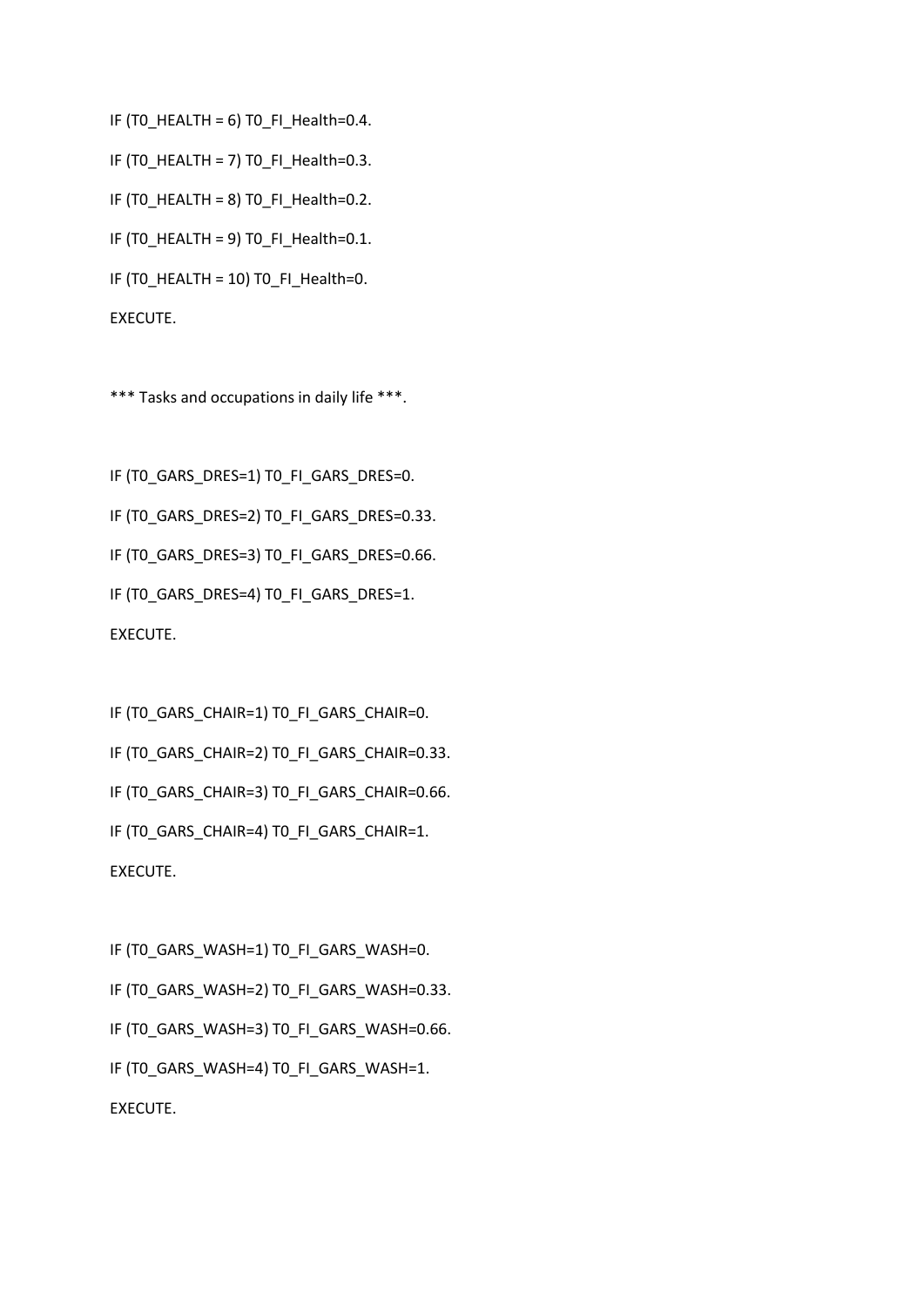```
IF (T0_HEALTH = 6) T0_FI_Health=0.4.
IF (T0_HEALTH = 7) T0_FI_Health=0.3.
IF (T0_HEALTH = 8) T0_FI_Health=0.2.
IF (T0_HEALTH = 9) T0_FI_Health=0.1.
IF (T0_HEALTH = 10) T0_FI_Health=0.
EXECUTE.

*** Tasks and occupations in daily life ***.

IF (T0_GARS_DRES=1) T0_FI_GARS_DRES=0.
IF (T0_GARS_DRES=2) T0_FI_GARS_DRES=0.33.
IF (T0_GARS_DRES=3) T0_FI_GARS_DRES=0.66.
IF (T0_GARS_DRES=4) T0_FI_GARS_DRES=1.
EXECUTE.

IF (T0_GARS_CHAIR=1) T0_FI_GARS_CHAIR=0.
IF (T0_GARS_CHAIR=2) T0_FI_GARS_CHAIR=0.33.
IF (T0_GARS_CHAIR=3) T0_FI_GARS_CHAIR=0.66.
IF (T0_GARS_CHAIR=4) T0_FI_GARS_CHAIR=1.
EXECUTE.

IF (T0_GARS_WASH=1) T0_FI_GARS_WASH=0.
IF (T0_GARS_WASH=2) T0_FI_GARS_WASH=0.33.
IF (T0_GARS_WASH=3) T0_FI_GARS_WASH=0.66.
IF (T0_GARS_WASH=4) T0_FI_GARS_WASH=1.
EXECUTE.
```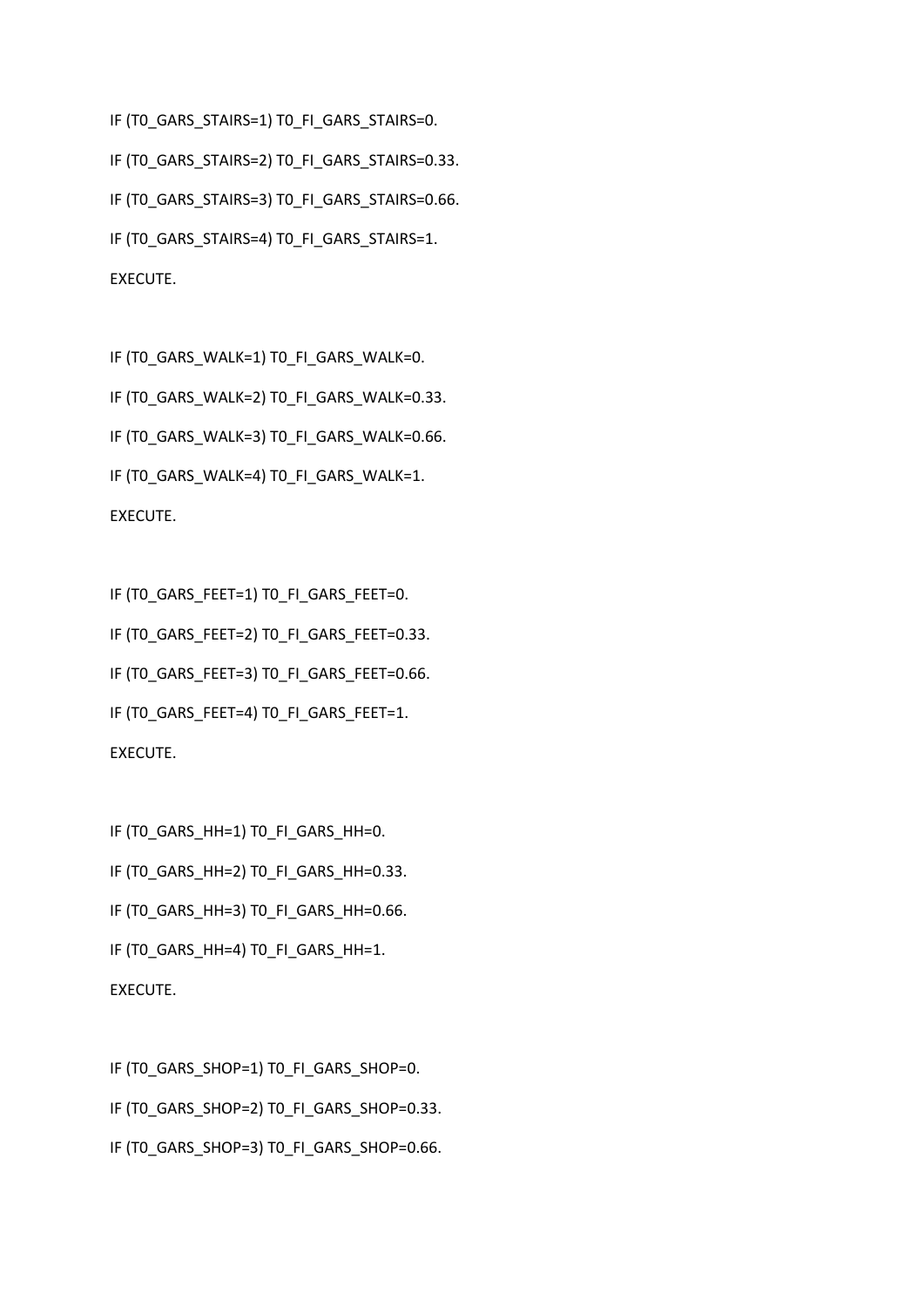```
IF (T0_GARS_STAIRS=1) T0_FI_GARS_STAIRS=0.
IF (T0_GARS_STAIRS=2) T0_FI_GARS_STAIRS=0.33.
IF (T0_GARS_STAIRS=3) T0_FI_GARS_STAIRS=0.66.
IF (T0_GARS_STAIRS=4) T0_FI_GARS_STAIRS=1.
EXECUTE.

IF (T0_GARS_WALK=1) T0_FI_GARS_WALK=0.
IF (T0_GARS_WALK=2) T0_FI_GARS_WALK=0.33.
IF (T0_GARS_WALK=3) T0_FI_GARS_WALK=0.66.
IF (T0_GARS_WALK=4) T0_FI_GARS_WALK=1.
EXECUTE.

IF (T0_GARS_FEET=1) T0_FI_GARS_FEET=0.
IF (T0_GARS_FEET=2) T0_FI_GARS_FEET=0.33.
IF (T0_GARS_FEET=3) T0_FI_GARS_FEET=0.66.
IF (T0_GARS_FEET=4) T0_FI_GARS_FEET=1.
EXECUTE.

IF (T0_GARS_HH=1) T0_FI_GARS_HH=0.
IF (T0_GARS_HH=2) T0_FI_GARS_HH=0.33.
IF (T0_GARS_HH=3) T0_FI_GARS_HH=0.66.
IF (T0_GARS_HH=4) T0_FI_GARS_HH=1.
EXECUTE.

IF (T0_GARS_SHOP=1) T0_FI_GARS_SHOP=0.
IF (T0_GARS_SHOP=2) T0_FI_GARS_SHOP=0.33.
IF (T0_GARS_SHOP=3) T0_FI_GARS_SHOP=0.66.
```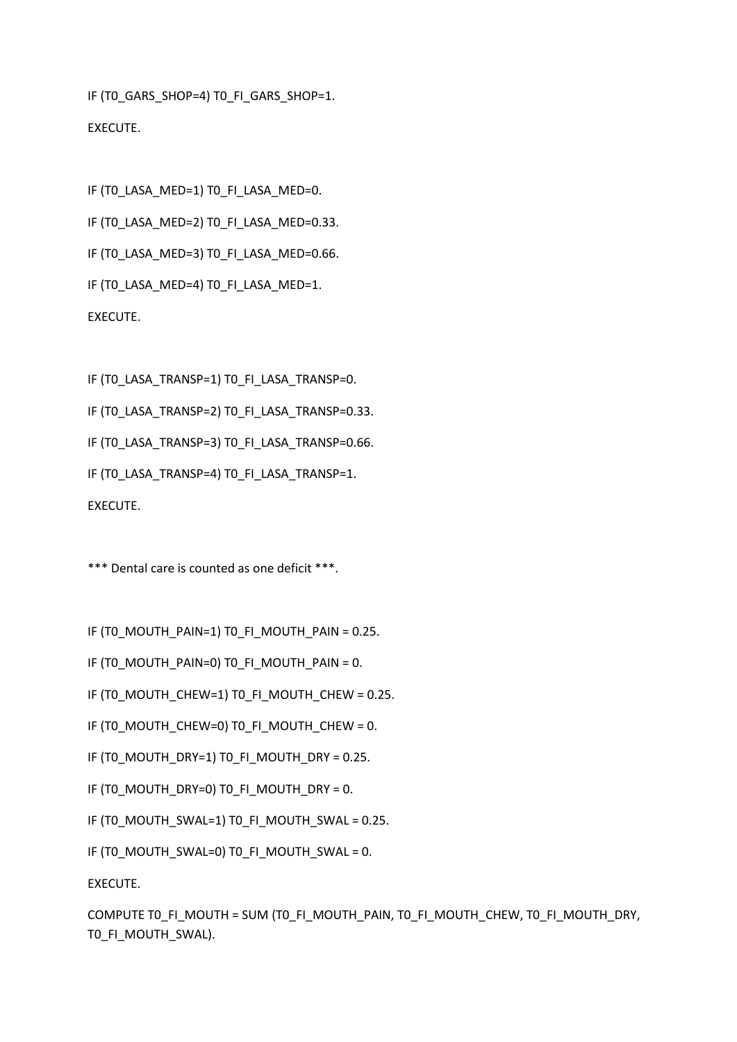```
IF (T0_GARS_SHOP=4) T0_FI_GARS_SHOP=1.
EXECUTE.

IF (T0_LASA_MED=1) T0_FI_LASA_MED=0.
IF (T0_LASA_MED=2) T0_FI_LASA_MED=0.33.
IF (T0_LASA_MED=3) T0_FI_LASA_MED=0.66.
IF (T0_LASA_MED=4) T0_FI_LASA_MED=1.
EXECUTE.

IF (T0_LASA_TRANSP=1) T0_FI_LASA_TRANSP=0.
IF (T0_LASA_TRANSP=2) T0_FI_LASA_TRANSP=0.33.
IF (T0_LASA_TRANSP=3) T0_FI_LASA_TRANSP=0.66.
IF (T0_LASA_TRANSP=4) T0_FI_LASA_TRANSP=1.
EXECUTE.

*** Dental care is counted as one deficit ***.

IF (T0_MOUTH_PAIN=1) T0_FI_MOUTH_PAIN = 0.25.
IF (T0_MOUTH_PAIN=0) T0_FI_MOUTH_PAIN = 0.
IF (T0_MOUTH_CHEW=1) T0_FI_MOUTH_CHEW = 0.25.
IF (T0_MOUTH_CHEW=0) T0_FI_MOUTH_CHEW = 0.
IF (T0_MOUTH_DRY=1) T0_FI_MOUTH_DRY = 0.25.
IF (T0_MOUTH_DRY=0) T0_FI_MOUTH_DRY = 0.
IF (T0_MOUTH_SWAL=1) T0_FI_MOUTH_SWAL = 0.25.
IF (T0_MOUTH_SWAL=0) T0_FI_MOUTH_SWAL = 0.
EXECUTE.
COMPUTE T0_FI_MOUTH = SUM (T0_FI_MOUTH_PAIN, T0_FI_MOUTH_CHEW, T0_FI_MOUTH_DRY, T0_FI_MOUTH_SWAL).
```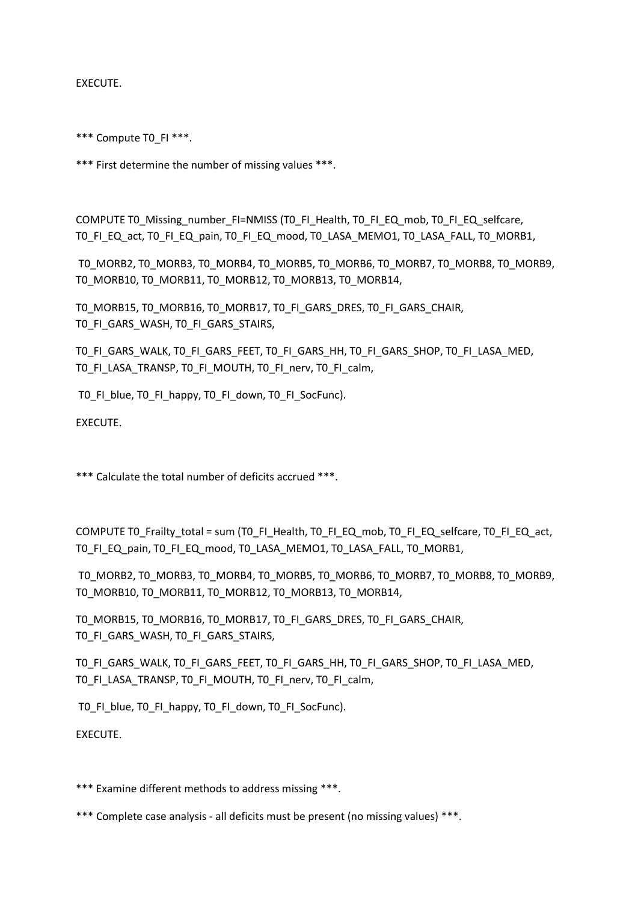EXECUTE.

*** Compute T0_FI ***.

*** First determine the number of missing values ***.

COMPUTE T0_Missing_number_FI=NMISS (T0_FI_Health, T0_FI_EQ_mob, T0_FI_EQ_selfcare, T0_FI_EQ_act, T0_FI_EQ_pain, T0_FI_EQ_mood, T0_LASA_MEMO1, T0_LASA_FALL, T0_MORB1,

T0_MORB2, T0_MORB3, T0_MORB4, T0_MORB5, T0_MORB6, T0_MORB7, T0_MORB8, T0_MORB9, T0_MORB10, T0_MORB11, T0_MORB12, T0_MORB13, T0_MORB14,

T0_MORB15, T0_MORB16, T0_MORB17, T0_FI_GARS_DRES, T0_FI_GARS_CHAIR, T0_FI_GARS_WASH, T0_FI_GARS_STAIRS,

T0_FI_GARS_WALK, T0_FI_GARS_FEET, T0_FI_GARS_HH, T0_FI_GARS_SHOP, T0_FI_LASA_MED, T0_FI_LASA_TRANSP, T0_FI_MOUTH, T0_FI_nerv, T0_FI_calm,

T0_FI_blue, T0_FI_happy, T0_FI_down, T0_FI_SocFunc).

EXECUTE.

*** Calculate the total number of deficits accrued ***.

COMPUTE T0_Frailty_total = sum (T0_FI_Health, T0_FI_EQ_mob, T0_FI_EQ_selfcare, T0_FI_EQ_act, T0_FI_EQ_pain, T0_FI_EQ_mood, T0_LASA_MEMO1, T0_LASA_FALL, T0_MORB1,

T0_MORB2, T0_MORB3, T0_MORB4, T0_MORB5, T0_MORB6, T0_MORB7, T0_MORB8, T0_MORB9, T0_MORB10, T0_MORB11, T0_MORB12, T0_MORB13, T0_MORB14,

T0_MORB15, T0_MORB16, T0_MORB17, T0_FI_GARS_DRES, T0_FI_GARS_CHAIR, T0_FI_GARS_WASH, T0_FI_GARS_STAIRS,

T0_FI_GARS_WALK, T0_FI_GARS_FEET, T0_FI_GARS_HH, T0_FI_GARS_SHOP, T0_FI_LASA_MED, T0_FI_LASA_TRANSP, T0_FI_MOUTH, T0_FI_nerv, T0_FI_calm,

T0_FI_blue, T0_FI_happy, T0_FI_down, T0_FI_SocFunc).

EXECUTE.

*** Examine different methods to address missing ***.

*** Complete case analysis - all deficits must be present (no missing values) ***.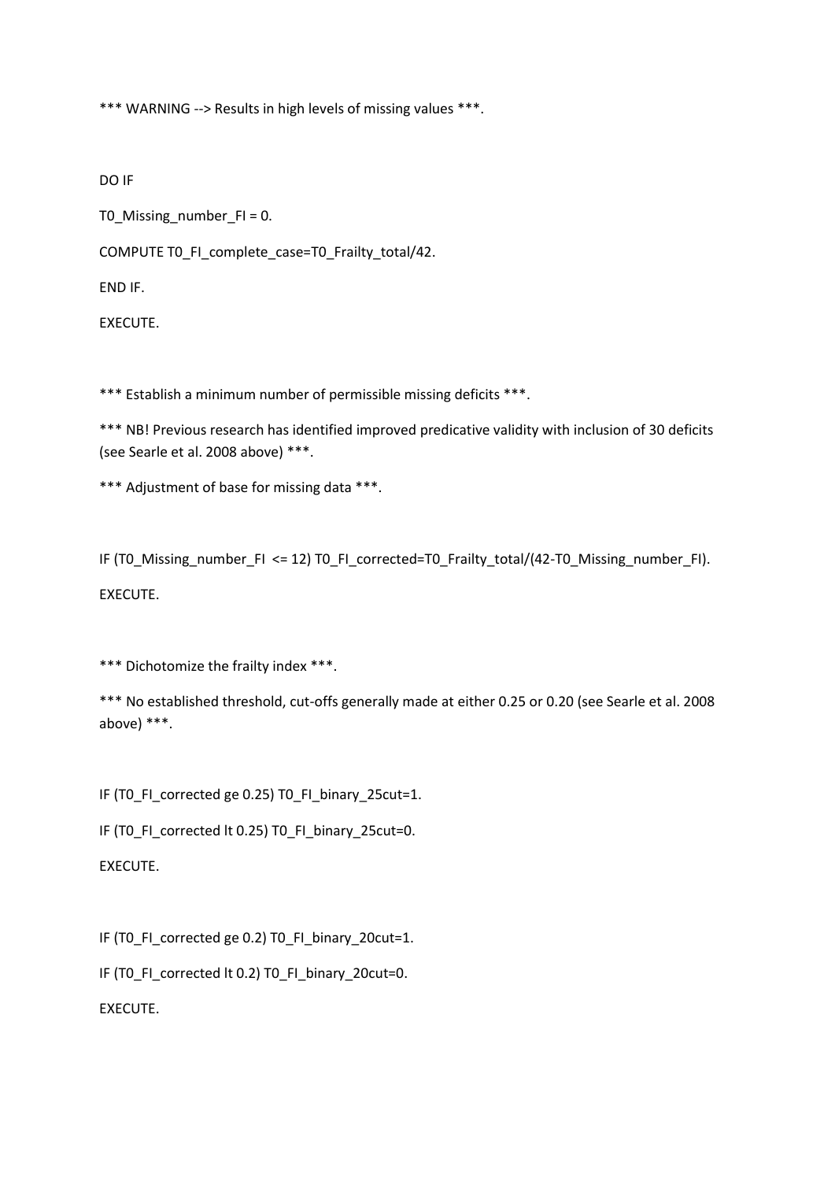```
*** WARNING --> Results in high levels of missing values ***.

DO IF
T0_Missing_number_FI = 0.
COMPUTE T0_FI_complete_case=T0_Frailty_total/42.
END IF.
EXECUTE.

*** Establish a minimum number of permissible missing deficits ***.
*** NB! Previous research has identified improved predicative validity with inclusion of 30 deficits (see Searle et al. 2008 above) ***.
*** Adjustment of base for missing data ***.

IF (T0_Missing_number_FI <= 12) T0_FI_corrected=T0_Frailty_total/(42-T0_Missing_number_FI).
EXECUTE.

*** Dichotomize the frailty index ***.
*** No established threshold, cut-offs generally made at either 0.25 or 0.20 (see Searle et al. 2008 above) ***.

IF (T0_FI_corrected ge 0.25) T0_FI_binary_25cut=1.
IF (T0_FI_corrected lt 0.25) T0_FI_binary_25cut=0.
EXECUTE.

IF (T0_FI_corrected ge 0.2) T0_FI_binary_20cut=1.
IF (T0_FI_corrected lt 0.2) T0_FI_binary_20cut=0.
EXECUTE.
```